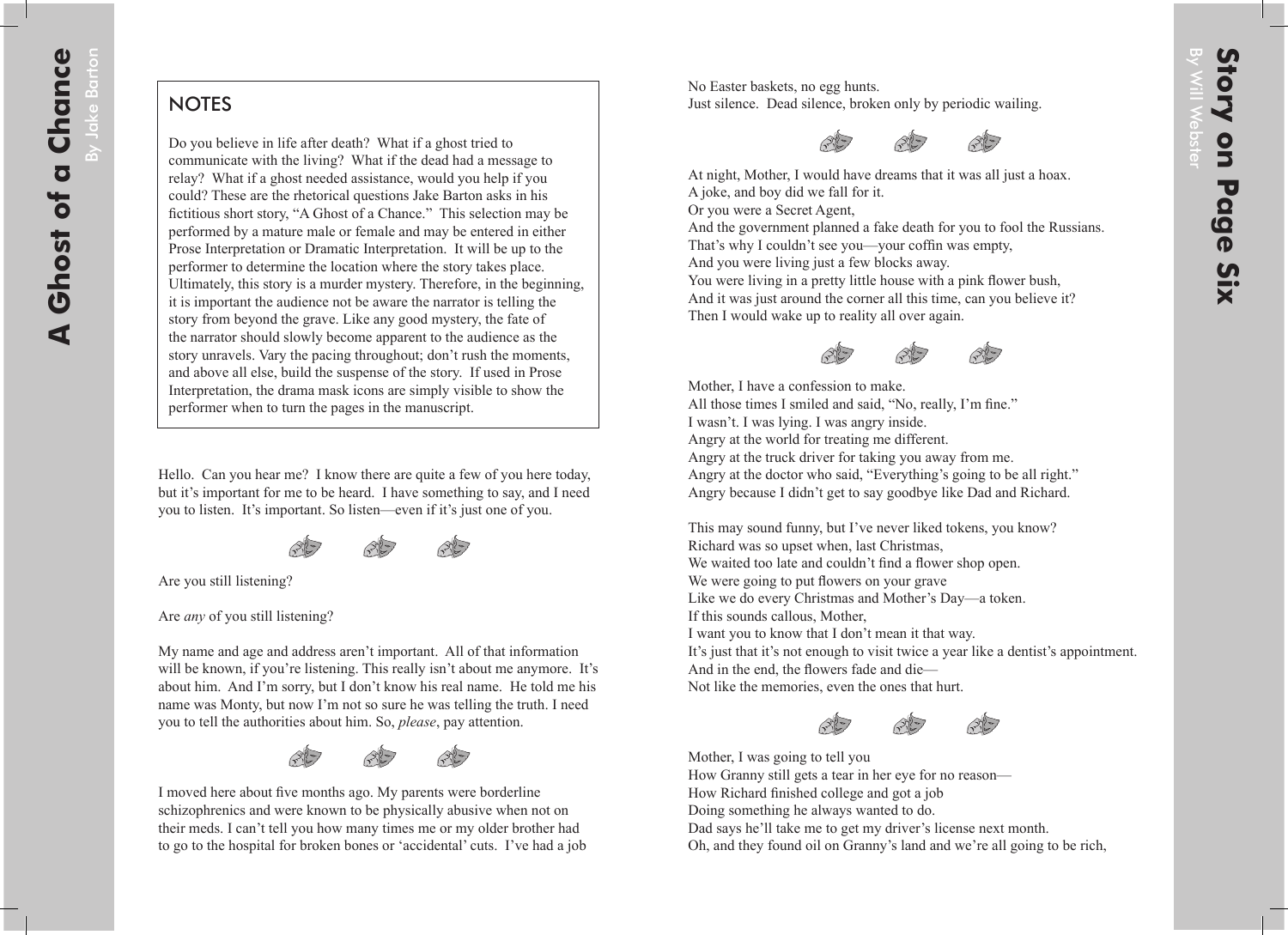## NOTES

Do you believe in life after death? What if a ghost tried to communicate with the living? What if the dead had a message to relay? What if a ghost needed assistance, would you help if you could? These are the rhetorical questions Jake Barton asks in his fictitious short story, "A Ghost of a Chance." This selection may be performed by a mature male or female and may be entered in either Prose Interpretation or Dramatic Interpretation. It will be up to the performer to determine the location where the story takes place. Ultimately, this story is a murder mystery. Therefore, in the beginning, it is important the audience not be aware the narrator is telling the story from beyond the grave. Like any good mystery, the fate of the narrator should slowly become apparent to the audience as the story unravels. Vary the pacing throughout; don't rush the moments, and above all else, build the suspense of the story. If used in Prose Interpretation, the drama mask icons are simply visible to show the performer when to turn the pages in the manuscript.

Hello. Can you hear me? I know there are quite a few of you here today, but it's important for me to be heard. I have something to say, and I need you to listen. It's important. So listen—even if it's just one of you.

Are you still listening?

Are *any* of you still listening?

My name and age and address aren't important. All of that information will be known, if you're listening. This really isn't about me anymore. It's about him. And I'm sorry, but I don't know his real name. He told me his name was Monty, but now I'm not so sure he was telling the truth. I need you to tell the authorities about him. So, *please*, pay attention.

I moved here about five months ago. My parents were borderline schizophrenics and were known to be physically abusive when not on their meds. I can't tell you how many times me or my older brother had to go to the hospital for broken bones or 'accidental' cuts. I've had a job

No Easter baskets, no egg hunts.
Just silence. Dead silence, broken only by periodic wailing.

At night, Mother, I would have dreams that it was all just a hoax.
A joke, and boy did we fall for it.
Or you were a Secret Agent,
And the government planned a fake death for you to fool the Russians.
That's why I couldn't see you—your coffin was empty,
And you were living just a few blocks away.
You were living in a pretty little house with a pink flower bush,
And it was just around the corner all this time, can you believe it?
Then I would wake up to reality all over again.

Mother, I have a confession to make.
All those times I smiled and said, "No, really, I'm fine."
I wasn't. I was lying. I was angry inside.
Angry at the world for treating me different.
Angry at the truck driver for taking you away from me.
Angry at the doctor who said, "Everything's going to be all right."
Angry because I didn't get to say goodbye like Dad and Richard.

This may sound funny, but I've never liked tokens, you know?
Richard was so upset when, last Christmas,
We waited too late and couldn't find a flower shop open.
We were going to put flowers on your grave
Like we do every Christmas and Mother's Day—a token.
If this sounds callous, Mother,
I want you to know that I don't mean it that way.
It's just that it's not enough to visit twice a year like a dentist's appointment.
And in the end, the flowers fade and die—
Not like the memories, even the ones that hurt.

Mother, I was going to tell you
How Granny still gets a tear in her eye for no reason—
How Richard finished college and got a job
Doing something he always wanted to do.
Dad says he'll take me to get my driver's license next month.
Oh, and they found oil on Granny's land and we're all going to be rich,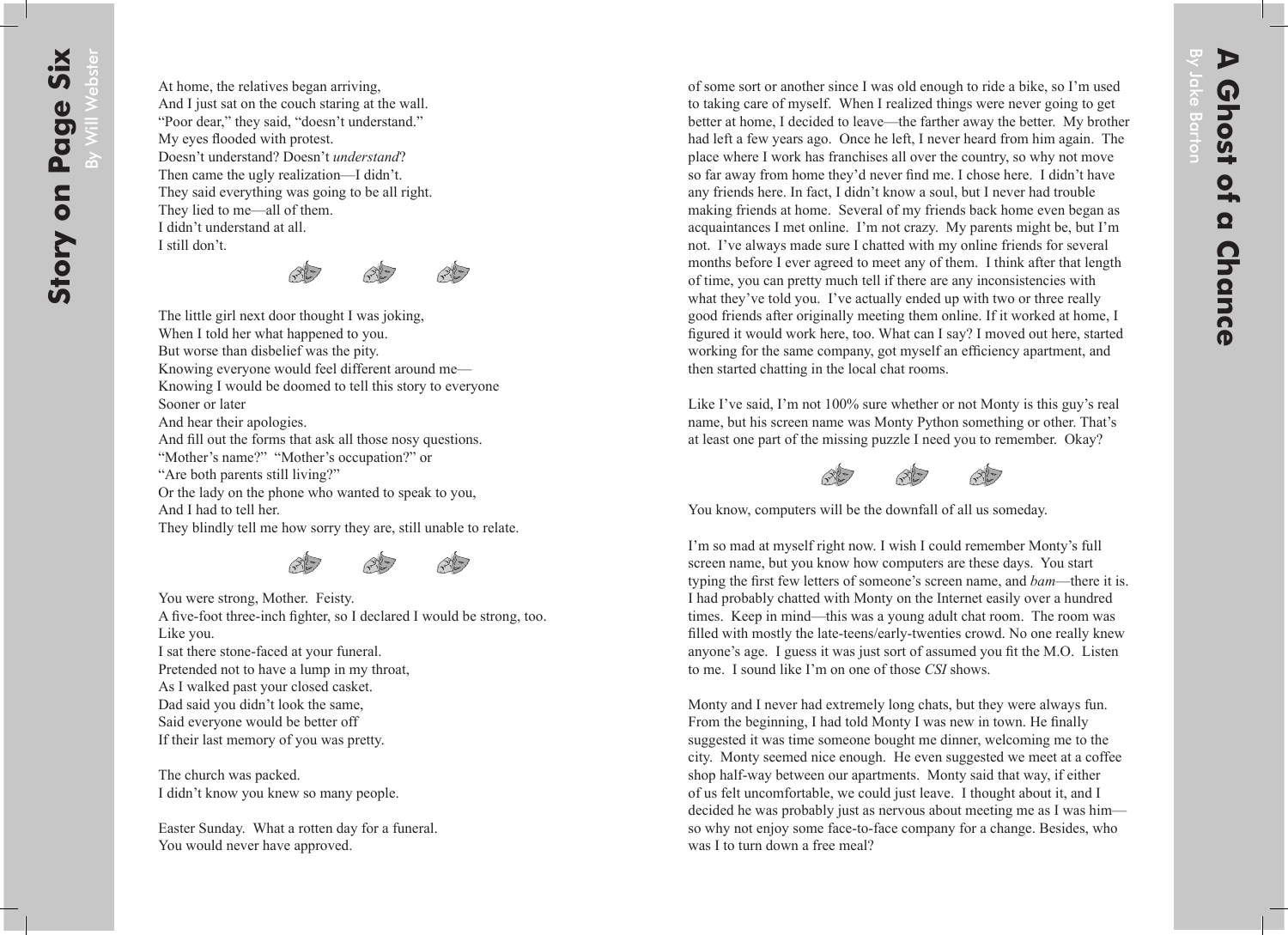At home, the relatives began arriving,
And I just sat on the couch staring at the wall.
"Poor dear," they said, "doesn't understand."
My eyes flooded with protest.
Doesn't understand? Doesn't *understand*?
Then came the ugly realization—I didn't.
They said everything was going to be all right.
They lied to me—all of them.
I didn't understand at all.
I still don't.

---

The little girl next door thought I was joking,
When I told her what happened to you.
But worse than disbelief was the pity.
Knowing everyone would feel different around me—
Knowing I would be doomed to tell this story to everyone
Sooner or later
And hear their apologies.
And fill out the forms that ask all those nosy questions.
"Mother's name?" "Mother's occupation?" or
"Are both parents still living?"
Or the lady on the phone who wanted to speak to you,
And I had to tell her.
They blindly tell me how sorry they are, still unable to relate.

---

You were strong, Mother. Feisty.
A five-foot three-inch fighter, so I declared I would be strong, too.
Like you.
I sat there stone-faced at your funeral.
Pretended not to have a lump in my throat,
As I walked past your closed casket.
Dad said you didn't look the same,
Said everyone would be better off
If their last memory of you was pretty.

The church was packed.
I didn't know you knew so many people.

Easter Sunday. What a rotten day for a funeral.
You would never have approved.

of some sort or another since I was old enough to ride a bike, so I'm used to taking care of myself. When I realized things were never going to get better at home, I decided to leave—the farther away the better. My brother had left a few years ago. Once he left, I never heard from him again. The place where I work has franchises all over the country, so why not move so far away from home they'd never find me. I chose here. I didn't have any friends here. In fact, I didn't know a soul, but I never had trouble making friends at home. Several of my friends back home even began as acquaintances I met online. I'm not crazy. My parents might be, but I'm not. I've always made sure I chatted with my online friends for several months before I ever agreed to meet any of them. I think after that length of time, you can pretty much tell if there are any inconsistencies with what they've told you. I've actually ended up with two or three really good friends after originally meeting them online. If it worked at home, I figured it would work here, too. What can I say? I moved out here, started working for the same company, got myself an efficiency apartment, and then started chatting in the local chat rooms.

Like I've said, I'm not 100% sure whether or not Monty is this guy's real name, but his screen name was Monty Python something or other. That's at least one part of the missing puzzle I need you to remember. Okay?

---

You know, computers will be the downfall of all us someday.

I'm so mad at myself right now. I wish I could remember Monty's full screen name, but you know how computers are these days. You start typing the first few letters of someone's screen name, and *bam*—there it is. I had probably chatted with Monty on the Internet easily over a hundred times. Keep in mind—this was a young adult chat room. The room was filled with mostly the late-teens/early-twenties crowd. No one really knew anyone's age. I guess it was just sort of assumed you fit the M.O. Listen to me. I sound like I'm on one of those *CSI* shows.

Monty and I never had extremely long chats, but they were always fun. From the beginning, I had told Monty I was new in town. He finally suggested it was time someone bought me dinner, welcoming me to the city. Monty seemed nice enough. He even suggested we meet at a coffee shop half-way between our apartments. Monty said that way, if either of us felt uncomfortable, we could just leave. I thought about it, and I decided he was probably just as nervous about meeting me as I was him—so why not enjoy some face-to-face company for a change. Besides, who was I to turn down a free meal?